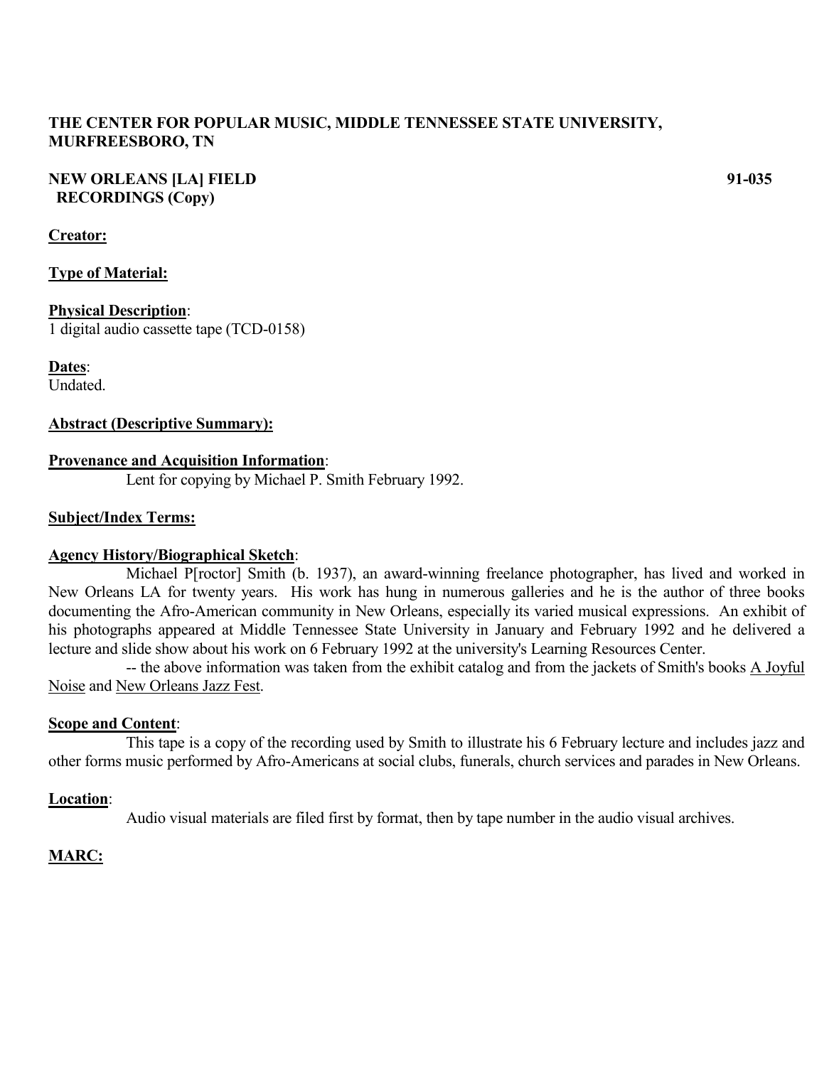**THE CENTER FOR POPULAR MUSIC, MIDDLE TENNESSEE STATE UNIVERSITY, MURFREESBORO, TN**

**NEW ORLEANS [LA] FIELD RECORDINGS (Copy)** **91-035**

**Creator:**

**Type of Material:**

**Physical Description**:
1 digital audio cassette tape (TCD-0158)

**Dates**:
Undated.

**Abstract (Descriptive Summary):**

**Provenance and Acquisition Information**:
Lent for copying by Michael P. Smith February 1992.

**Subject/Index Terms:**

**Agency History/Biographical Sketch**:
Michael P[roctor] Smith (b. 1937), an award-winning freelance photographer, has lived and worked in New Orleans LA for twenty years. His work has hung in numerous galleries and he is the author of three books documenting the Afro-American community in New Orleans, especially its varied musical expressions. An exhibit of his photographs appeared at Middle Tennessee State University in January and February 1992 and he delivered a lecture and slide show about his work on 6 February 1992 at the university's Learning Resources Center.

-- the above information was taken from the exhibit catalog and from the jackets of Smith's books A Joyful Noise and New Orleans Jazz Fest.

**Scope and Content**:
This tape is a copy of the recording used by Smith to illustrate his 6 February lecture and includes jazz and other forms music performed by Afro-Americans at social clubs, funerals, church services and parades in New Orleans.

**Location**:
Audio visual materials are filed first by format, then by tape number in the audio visual archives.

**MARC:**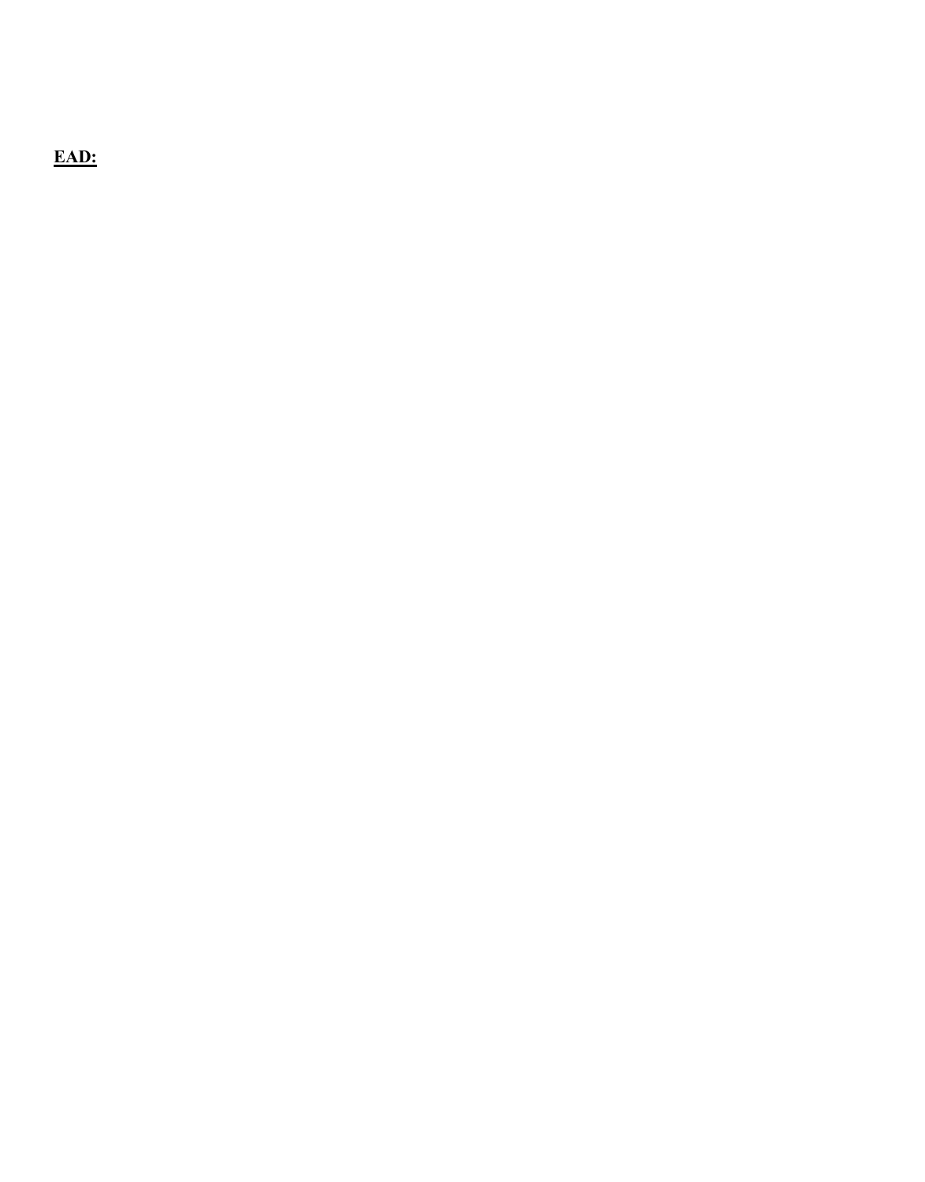**<u>EAD:</u>**